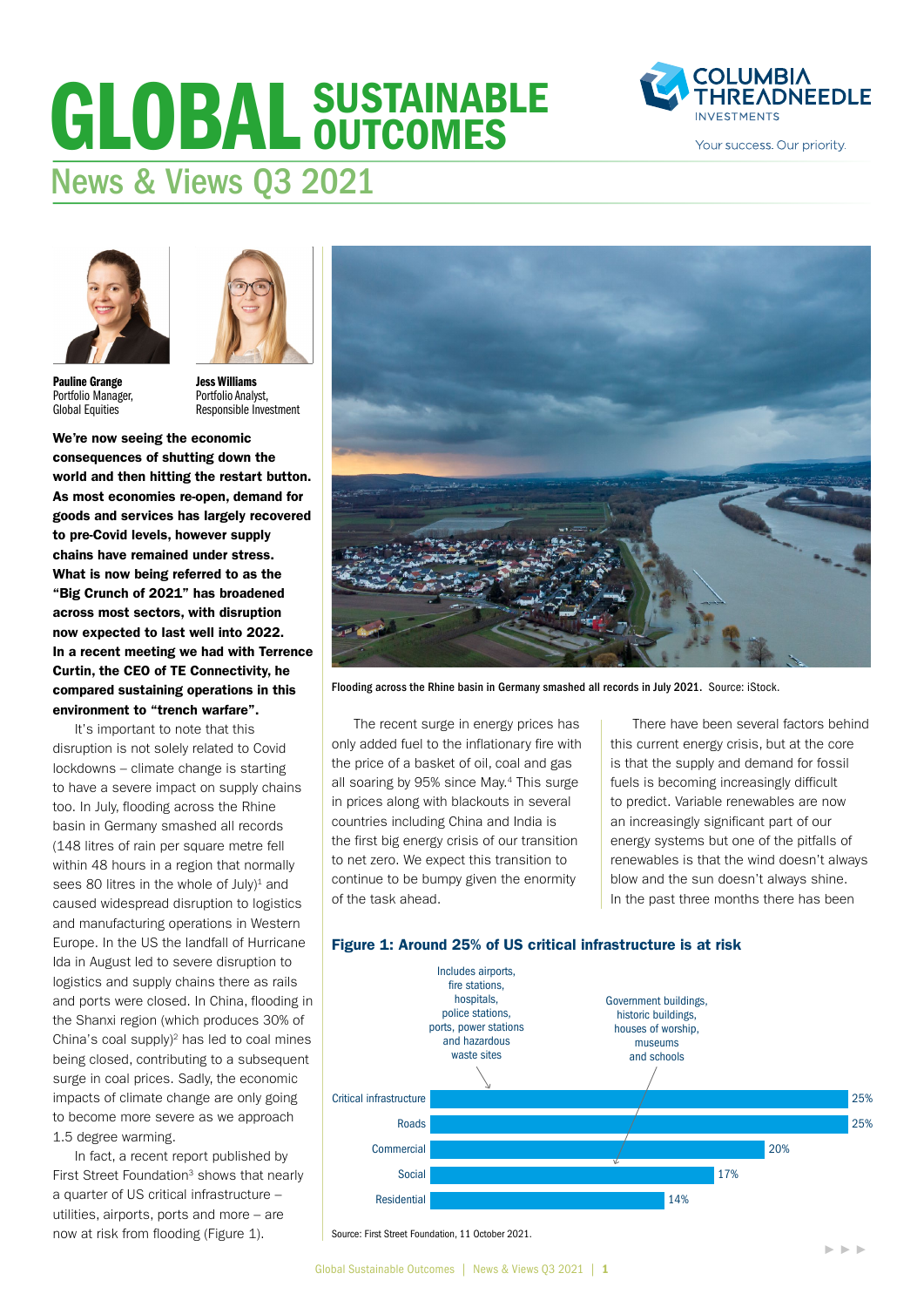# GLOBAL SUSTAINABLE OUTCOMES

## News & Views Q3 2021

**Pauline Grange**
Portfolio Manager,
Global Equities

**Jess Williams**
Portfolio Analyst,
Responsible Investment

**We're now seeing the economic consequences of shutting down the world and then hitting the restart button. As most economies re-open, demand for goods and services has largely recovered to pre-Covid levels, however supply chains have remained under stress. What is now being referred to as the "Big Crunch of 2021" has broadened across most sectors, with disruption now expected to last well into 2022. In a recent meeting we had with Terrence Curtin, the CEO of TE Connectivity, he compared sustaining operations in this environment to "trench warfare".**

It's important to note that this disruption is not solely related to Covid lockdowns – climate change is starting to have a severe impact on supply chains too. In July, flooding across the Rhine basin in Germany smashed all records (148 litres of rain per square metre fell within 48 hours in a region that normally sees 80 litres in the whole of July)[1] and caused widespread disruption to logistics and manufacturing operations in Western Europe. In the US the landfall of Hurricane Ida in August led to severe disruption to logistics and supply chains there as rails and ports were closed. In China, flooding in the Shanxi region (which produces 30% of China's coal supply)[2] has led to coal mines being closed, contributing to a subsequent surge in coal prices. Sadly, the economic impacts of climate change are only going to become more severe as we approach 1.5 degree warming.

In fact, a recent report published by First Street Foundation[3] shows that nearly a quarter of US critical infrastructure – utilities, airports, ports and more – are now at risk from flooding (Figure 1).

Flooding across the Rhine basin in Germany smashed all records in July 2021. Source: iStock.

The recent surge in energy prices has only added fuel to the inflationary fire with the price of a basket of oil, coal and gas all soaring by 95% since May.[4] This surge in prices along with blackouts in several countries including China and India is the first big energy crisis of our transition to net zero. We expect this transition to continue to be bumpy given the enormity of the task ahead.

There have been several factors behind this current energy crisis, but at the core is that the supply and demand for fossil fuels is becoming increasingly difficult to predict. Variable renewables are now an increasingly significant part of our energy systems but one of the pitfalls of renewables is that the wind doesn't always blow and the sun doesn't always shine. In the past three months there has been

**Figure 1: Around 25% of US critical infrastructure is at risk**

| Category | Share at risk |
|---|---|
| Critical infrastructure (Includes airports, fire stations, hospitals, police stations, ports, power stations and hazardous waste sites) | 25% |
| Roads | 25% |
| Commercial | 20% |
| Social (Government buildings, historic buildings, houses of worship, museums and schools) | 17% |
| Residential | 14% |

Source: First Street Foundation, 11 October 2021.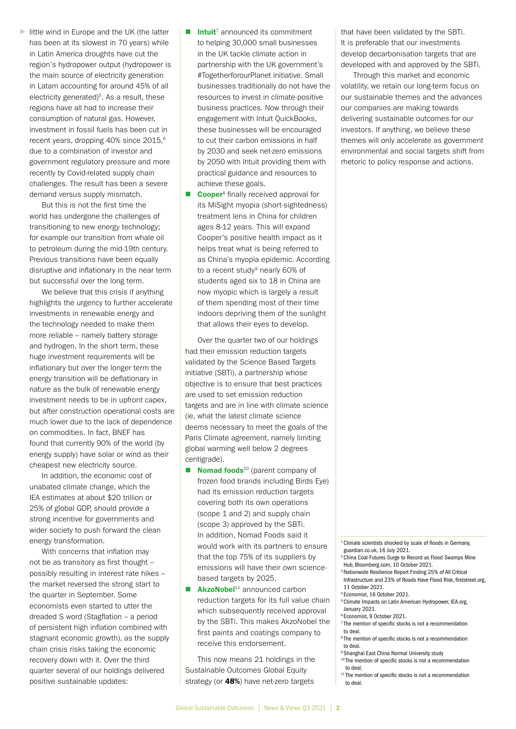little wind in Europe and the UK (the latter has been at its slowest in 70 years) while in Latin America droughts have cut the region's hydropower output (hydropower is the main source of electricity generation in Latam accounting for around 45% of all electricity generated)[5]. As a result, these regions have all had to increase their consumption of natural gas. However, investment in fossil fuels has been cut in recent years, dropping 40% since 2015,[6] due to a combination of investor and government regulatory pressure and more recently by Covid-related supply chain challenges. The result has been a severe demand versus supply mismatch.

But this is not the first time the world has undergone the challenges of transitioning to new energy technology; for example our transition from whale oil to petroleum during the mid-19th century. Previous transitions have been equally disruptive and inflationary in the near term but successful over the long term.

We believe that this crisis if anything highlights the urgency to further accelerate investments in renewable energy and the technology needed to make them more reliable – namely battery storage and hydrogen. In the short term, these huge investment requirements will be inflationary but over the longer term the energy transition will be deflationary in nature as the bulk of renewable energy investment needs to be in upfront capex, but after construction operational costs are much lower due to the lack of dependence on commodities. In fact, BNEF has found that currently 90% of the world (by energy supply) have solar or wind as their cheapest new electricity source.

In addition, the economic cost of unabated climate change, which the IEA estimates at about $20 trillion or 25% of global GDP, should provide a strong incentive for governments and wider society to push forward the clean energy transformation.

With concerns that inflation may not be as transitory as first thought – possibly resulting in interest rate hikes – the market reversed the strong start to the quarter in September. Some economists even started to utter the dreaded S word (Stagflation – a period of persistent high inflation combined with stagnant economic growth), as the supply chain crisis risks taking the economic recovery down with it. Over the third quarter several of our holdings delivered positive sustainable updates:

- **Intuit**[7] announced its commitment to helping 30,000 small businesses in the UK tackle climate action in partnership with the UK government's #TogetherforourPlanet initiative. Small businesses traditionally do not have the resources to invest in climate-positive business practices. Now through their engagement with Intuit QuickBooks, these businesses will be encouraged to cut their carbon emissions in half by 2030 and seek net-zero emissions by 2050 with Intuit providing them with practical guidance and resources to achieve these goals.
- **Cooper**[8] finally received approval for its MiSight myopia (short-sightedness) treatment lens in China for children ages 8-12 years. This will expand Cooper's positive health impact as it helps treat what is being referred to as China's myopia epidemic. According to a recent study[9] nearly 60% of students aged six to 18 in China are now myopic which is largely a result of them spending most of their time indoors depriving them of the sunlight that allows their eyes to develop.

Over the quarter two of our holdings had their emission reduction targets validated by the Science Based Targets initiative (SBTi), a partnership whose objective is to ensure that best practices are used to set emission reduction targets and are in line with climate science (ie, what the latest climate science deems necessary to meet the goals of the Paris Climate agreement, namely limiting global warming well below 2 degrees centigrade).

- **Nomad foods**[10] (parent company of frozen food brands including Birds Eye) had its emission reduction targets covering both its own operations (scope 1 and 2) and supply chain (scope 3) approved by the SBTi. In addition, Nomad Foods said it would work with its partners to ensure that the top 75% of its suppliers by emissions will have their own science-based targets by 2025.
- **AkzoNobel**[11] announced carbon reduction targets for its full value chain which subsequently received approval by the SBTi. This makes AkzoNobel the first paints and coatings company to receive this endorsement.

This now means 21 holdings in the Sustainable Outcomes Global Equity strategy (or **48%**) have net-zero targets that have been validated by the SBTi. It is preferable that our investments develop decarbonisation targets that are developed with and approved by the SBTi.

Through this market and economic volatility, we retain our long-term focus on our sustainable themes and the advances our companies are making towards delivering sustainable outcomes for our investors. If anything, we believe these themes will only accelerate as government environmental and social targets shift from rhetoric to policy response and actions.

---

[1] Climate scientists shocked by scale of floods in Germany, guardian.co.uk, 16 July 2021.
[2] China Coal Futures Surge to Record as Flood Swamps Mine Hub, Bloomberg.com, 10 October 2021.
[3] Nationwide Resilience Report Finding 25% of All Critical Infrastructure and 23% of Roads Have Flood Risk, firststreet.org, 11 October 2021.
[4] Economist, 16 October 2021.
[5] Climate Impacts on Latin American Hydropower, IEA.org, January 2021.
[6] Economist, 9 October 2021.
[7] The mention of specific stocks is not a recommendation to deal.
[8] The mention of specific stocks is not a recommendation to deal.
[9] Shanghai East China Normal University study
[10] The mention of specific stocks is not a recommendation to deal.
[11] The mention of specific stocks is not a recommendation to deal.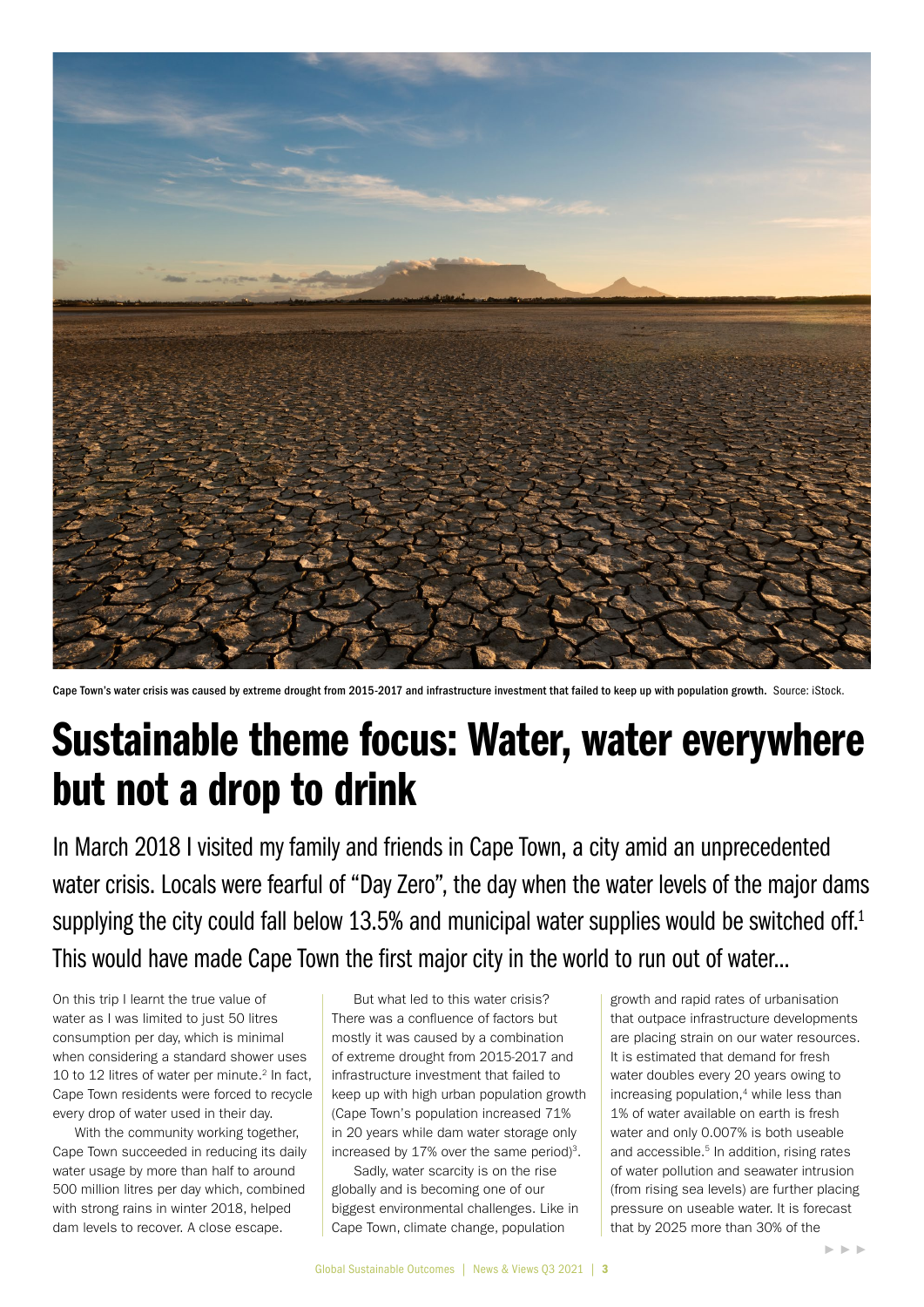Cape Town's water crisis was caused by extreme drought from 2015-2017 and infrastructure investment that failed to keep up with population growth. Source: iStock.

# Sustainable theme focus: Water, water everywhere but not a drop to drink

In March 2018 I visited my family and friends in Cape Town, a city amid an unprecedented water crisis. Locals were fearful of "Day Zero", the day when the water levels of the major dams supplying the city could fall below 13.5% and municipal water supplies would be switched off.[1] This would have made Cape Town the first major city in the world to run out of water...

On this trip I learnt the true value of water as I was limited to just 50 litres consumption per day, which is minimal when considering a standard shower uses 10 to 12 litres of water per minute.[2] In fact, Cape Town residents were forced to recycle every drop of water used in their day.

With the community working together, Cape Town succeeded in reducing its daily water usage by more than half to around 500 million litres per day which, combined with strong rains in winter 2018, helped dam levels to recover. A close escape.

But what led to this water crisis? There was a confluence of factors but mostly it was caused by a combination of extreme drought from 2015-2017 and infrastructure investment that failed to keep up with high urban population growth (Cape Town's population increased 71% in 20 years while dam water storage only increased by 17% over the same period)[3].

Sadly, water scarcity is on the rise globally and is becoming one of our biggest environmental challenges. Like in Cape Town, climate change, population growth and rapid rates of urbanisation that outpace infrastructure developments are placing strain on our water resources. It is estimated that demand for fresh water doubles every 20 years owing to increasing population,[4] while less than 1% of water available on earth is fresh water and only 0.007% is both useable and accessible.[5] In addition, rising rates of water pollution and seawater intrusion (from rising sea levels) are further placing pressure on useable water. It is forecast that by 2025 more than 30% of the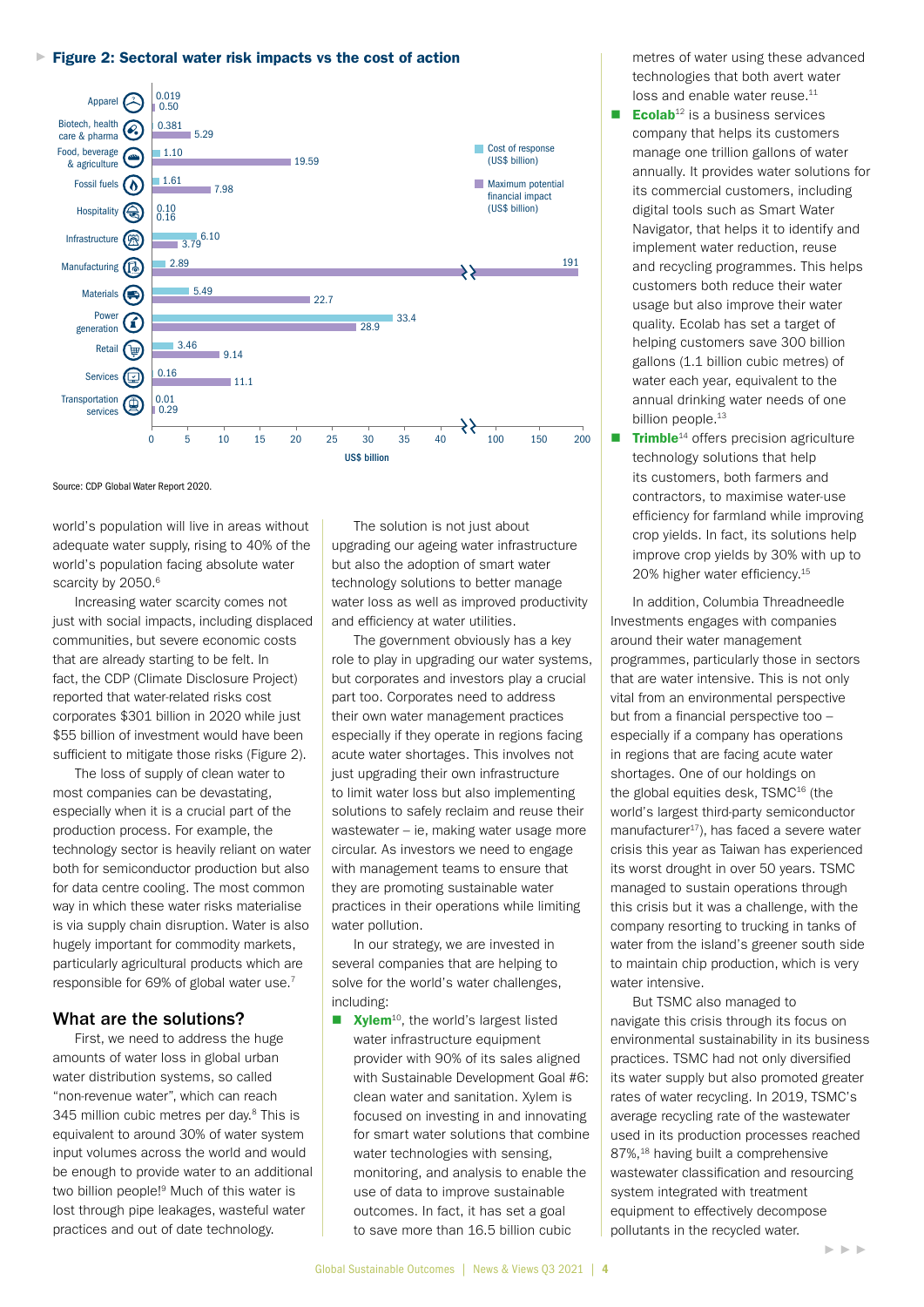### Figure 2: Sectoral water risk impacts vs the cost of action

| Sector | Cost of response (US$ billion) | Maximum potential financial impact (US$ billion) |
| --- | --- | --- |
| Apparel | 0.019 | 0.50 |
| Biotech, health care & pharma | 0.381 | 5.29 |
| Food, beverage & agriculture | 1.10 | 19.59 |
| Fossil fuels | 1.61 | 7.98 |
| Hospitality | 0.10 | 0.16 |
| Infrastructure | 6.10 | 3.79 |
| Manufacturing | 2.89 | 191 |
| Materials | 5.49 | 22.7 |
| Power generation | 33.4 | 28.9 |
| Retail | 3.46 | 9.14 |
| Services | 0.16 | 11.1 |
| Transportation services | 0.01 | 0.29 |

Source: CDP Global Water Report 2020.

world's population will live in areas without adequate water supply, rising to 40% of the world's population facing absolute water scarcity by 2050.[6]

Increasing water scarcity comes not just with social impacts, including displaced communities, but severe economic costs that are already starting to be felt. In fact, the CDP (Climate Disclosure Project) reported that water-related risks cost corporates $301 billion in 2020 while just $55 billion of investment would have been sufficient to mitigate those risks (Figure 2).

The loss of supply of clean water to most companies can be devastating, especially when it is a crucial part of the production process. For example, the technology sector is heavily reliant on water both for semiconductor production but also for data centre cooling. The most common way in which these water risks materialise is via supply chain disruption. Water is also hugely important for commodity markets, particularly agricultural products which are responsible for 69% of global water use.[7]

## What are the solutions?

First, we need to address the huge amounts of water loss in global urban water distribution systems, so called "non-revenue water", which can reach 345 million cubic metres per day.[8] This is equivalent to around 30% of water system input volumes across the world and would be enough to provide water to an additional two billion people![9] Much of this water is lost through pipe leakages, wasteful water practices and out of date technology.

The solution is not just about upgrading our ageing water infrastructure but also the adoption of smart water technology solutions to better manage water loss as well as improved productivity and efficiency at water utilities.

The government obviously has a key role to play in upgrading our water systems, but corporates and investors play a crucial part too. Corporates need to address their own water management practices especially if they operate in regions facing acute water shortages. This involves not just upgrading their own infrastructure to limit water loss but also implementing solutions to safely reclaim and reuse their wastewater – ie, making water usage more circular. As investors we need to engage with management teams to ensure that they are promoting sustainable water practices in their operations while limiting water pollution.

In our strategy, we are invested in several companies that are helping to solve for the world's water challenges, including:

- **Xylem**[10], the world's largest listed water infrastructure equipment provider with 90% of its sales aligned with Sustainable Development Goal #6: clean water and sanitation. Xylem is focused on investing in and innovating for smart water solutions that combine water technologies with sensing, monitoring, and analysis to enable the use of data to improve sustainable outcomes. In fact, it has set a goal to save more than 16.5 billion cubic metres of water using these advanced technologies that both avert water loss and enable water reuse.[11]
- **Ecolab**[12] is a business services company that helps its customers manage one trillion gallons of water annually. It provides water solutions for its commercial customers, including digital tools such as Smart Water Navigator, that helps it to identify and implement water reduction, reuse and recycling programmes. This helps customers both reduce their water usage but also improve their water quality. Ecolab has set a target of helping customers save 300 billion gallons (1.1 billion cubic metres) of water each year, equivalent to the annual drinking water needs of one billion people.[13]
- **Trimble**[14] offers precision agriculture technology solutions that help its customers, both farmers and contractors, to maximise water-use efficiency for farmland while improving crop yields. In fact, its solutions help improve crop yields by 30% with up to 20% higher water efficiency.[15]

In addition, Columbia Threadneedle Investments engages with companies around their water management programmes, particularly those in sectors that are water intensive. This is not only vital from an environmental perspective but from a financial perspective too – especially if a company has operations in regions that are facing acute water shortages. One of our holdings on the global equities desk, TSMC[16] (the world's largest third-party semiconductor manufacturer[17]), has faced a severe water crisis this year as Taiwan has experienced its worst drought in over 50 years. TSMC managed to sustain operations through this crisis but it was a challenge, with the company resorting to trucking in tanks of water from the island's greener south side to maintain chip production, which is very water intensive.

But TSMC also managed to navigate this crisis through its focus on environmental sustainability in its business practices. TSMC had not only diversified its water supply but also promoted greater rates of water recycling. In 2019, TSMC's average recycling rate of the wastewater used in its production processes reached 87%,[18] having built a comprehensive wastewater classification and resourcing system integrated with treatment equipment to effectively decompose pollutants in the recycled water.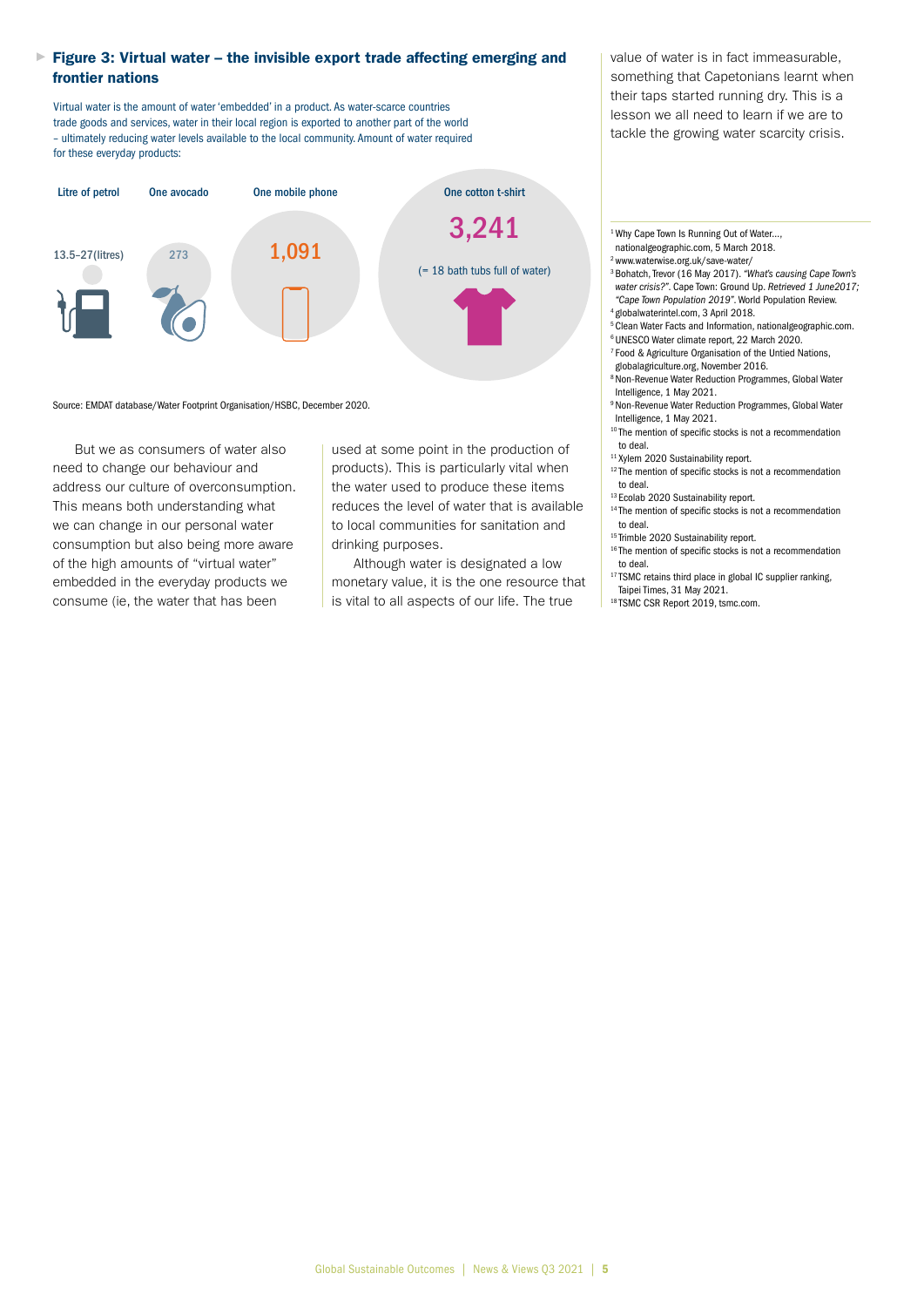## Figure 3: Virtual water – the invisible export trade affecting emerging and frontier nations

Virtual water is the amount of water 'embedded' in a product. As water-scarce countries trade goods and services, water in their local region is exported to another part of the world – ultimately reducing water levels available to the local community. Amount of water required for these everyday products:

| Litre of petrol | One avocado | One mobile phone | One cotton t-shirt |
|---|---|---|---|
| 13.5–27(litres) | 273 | 1,091 | 3,241 (= 18 bath tubs full of water) |

Source: EMDAT database/Water Footprint Organisation/HSBC, December 2020.

But we as consumers of water also need to change our behaviour and address our culture of overconsumption. This means both understanding what we can change in our personal water consumption but also being more aware of the high amounts of "virtual water" embedded in the everyday products we consume (ie, the water that has been used at some point in the production of products). This is particularly vital when the water used to produce these items reduces the level of water that is available to local communities for sanitation and drinking purposes.

Although water is designated a low monetary value, it is the one resource that is vital to all aspects of our life. The true value of water is in fact immeasurable, something that Capetonians learnt when their taps started running dry. This is a lesson we all need to learn if we are to tackle the growing water scarcity crisis.

---

[1] Why Cape Town Is Running Out of Water..., nationalgeographic.com, 5 March 2018.
[2] www.waterwise.org.uk/save-water/
[3] Bohatch, Trevor (16 May 2017). *"What's causing Cape Town's water crisis?"*. Cape Town: Ground Up. *Retrieved 1 June2017; "Cape Town Population 2019"*. World Population Review.
[4] globalwaterintel.com, 3 April 2018.
[5] Clean Water Facts and Information, nationalgeographic.com.
[6] UNESCO Water climate report, 22 March 2020.
[7] Food & Agriculture Organisation of the Untied Nations, globalagriculture.org, November 2016.
[8] Non-Revenue Water Reduction Programmes, Global Water Intelligence, 1 May 2021.
[9] Non-Revenue Water Reduction Programmes, Global Water Intelligence, 1 May 2021.
[10] The mention of specific stocks is not a recommendation to deal.
[11] Xylem 2020 Sustainability report.
[12] The mention of specific stocks is not a recommendation to deal.
[13] Ecolab 2020 Sustainability report.
[14] The mention of specific stocks is not a recommendation to deal.
[15] Trimble 2020 Sustainability report.
[16] The mention of specific stocks is not a recommendation to deal.
[17] TSMC retains third place in global IC supplier ranking, Taipei Times, 31 May 2021.
[18] TSMC CSR Report 2019, tsmc.com.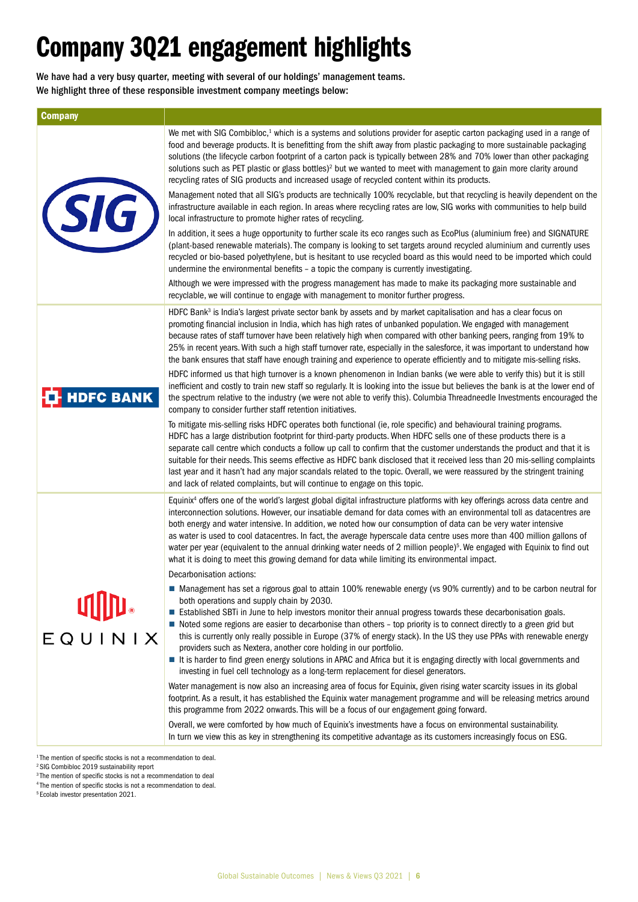# Company 3Q21 engagement highlights

**We have had a very busy quarter, meeting with several of our holdings' management teams. We highlight three of these responsible investment company meetings below:**

| Company | |
|---|---|
| SIG | We met with SIG Combibloc,[1] which is a systems and solutions provider for aseptic carton packaging used in a range of food and beverage products. It is benefitting from the shift away from plastic packaging to more sustainable packaging solutions (the lifecycle carbon footprint of a carton pack is typically between 28% and 70% lower than other packaging solutions such as PET plastic or glass bottles)[2] but we wanted to meet with management to gain more clarity around recycling rates of SIG products and increased usage of recycled content within its products.<br><br>Management noted that all SIG's products are technically 100% recyclable, but that recycling is heavily dependent on the infrastructure available in each region. In areas where recycling rates are low, SIG works with communities to help build local infrastructure to promote higher rates of recycling.<br><br>In addition, it sees a huge opportunity to further scale its eco ranges such as EcoPlus (aluminium free) and SIGNATURE (plant-based renewable materials). The company is looking to set targets around recycled aluminium and currently uses recycled or bio-based polyethylene, but is hesitant to use recycled board as this would need to be imported which could undermine the environmental benefits – a topic the company is currently investigating.<br><br>Although we were impressed with the progress management has made to make its packaging more sustainable and recyclable, we will continue to engage with management to monitor further progress. |
| HDFC BANK | HDFC Bank[3] is India's largest private sector bank by assets and by market capitalisation and has a clear focus on promoting financial inclusion in India, which has high rates of unbanked population. We engaged with management because rates of staff turnover have been relatively high when compared with other banking peers, ranging from 19% to 25% in recent years. With such a high staff turnover rate, especially in the salesforce, it was important to understand how the bank ensures that staff have enough training and experience to operate efficiently and to mitigate mis-selling risks.<br><br>HDFC informed us that high turnover is a known phenomenon in Indian banks (we were able to verify this) but it is still inefficient and costly to train new staff so regularly. It is looking into the issue but believes the bank is at the lower end of the spectrum relative to the industry (we were not able to verify this). Columbia Threadneedle Investments encouraged the company to consider further staff retention initiatives.<br><br>To mitigate mis-selling risks HDFC operates both functional (ie, role specific) and behavioural training programs. HDFC has a large distribution footprint for third-party products. When HDFC sells one of these products there is a separate call centre which conducts a follow up call to confirm that the customer understands the product and that it is suitable for their needs. This seems effective as HDFC bank disclosed that it received less than 20 mis-selling complaints last year and it hasn't had any major scandals related to the topic. Overall, we were reassured by the stringent training and lack of related complaints, but will continue to engage on this topic. |
| EQUINIX | Equinix[4] offers one of the world's largest global digital infrastructure platforms with key offerings across data centre and interconnection solutions. However, our insatiable demand for data comes with an environmental toll as datacentres are both energy and water intensive. In addition, we noted how our consumption of data can be very water intensive as water is used to cool datacentres. In fact, the average hyperscale data centre uses more than 400 million gallons of water per year (equivalent to the annual drinking water needs of 2 million people)[5]. We engaged with Equinix to find out what it is doing to meet this growing demand for data while limiting its environmental impact.<br><br>Decarbonisation actions:<br>■ Management has set a rigorous goal to attain 100% renewable energy (vs 90% currently) and to be carbon neutral for both operations and supply chain by 2030.<br>■ Established SBTi in June to help investors monitor their annual progress towards these decarbonisation goals.<br>■ Noted some regions are easier to decarbonise than others – top priority is to connect directly to a green grid but this is currently only really possible in Europe (37% of energy stack). In the US they use PPAs with renewable energy providers such as Nextera, another core holding in our portfolio.<br>■ It is harder to find green energy solutions in APAC and Africa but it is engaging directly with local governments and investing in fuel cell technology as a long-term replacement for diesel generators.<br><br>Water management is now also an increasing area of focus for Equinix, given rising water scarcity issues in its global footprint. As a result, it has established the Equinix water management programme and will be releasing metrics around this programme from 2022 onwards. This will be a focus of our engagement going forward.<br><br>Overall, we were comforted by how much of Equinix's investments have a focus on environmental sustainability. In turn we view this as key in strengthening its competitive advantage as its customers increasingly focus on ESG. |

[1] The mention of specific stocks is not a recommendation to deal.
[2] SIG Combibloc 2019 sustainability report
[3] The mention of specific stocks is not a recommendation to deal
[4] The mention of specific stocks is not a recommendation to deal.
[5] Ecolab investor presentation 2021.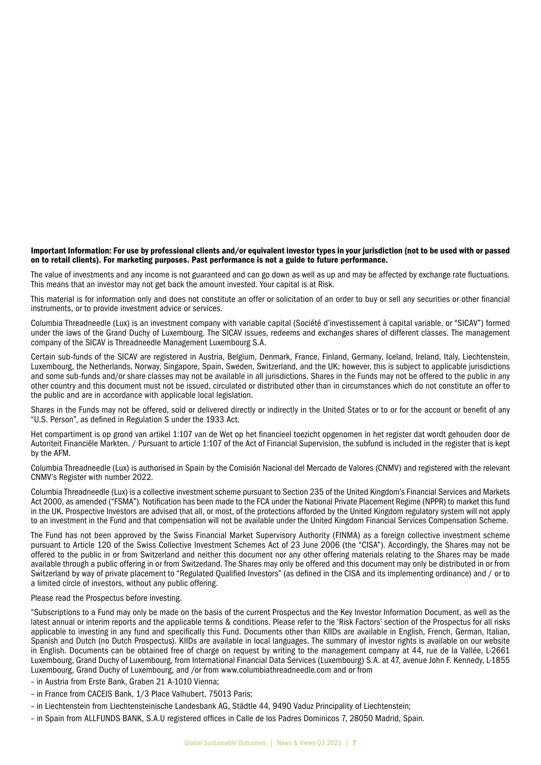**Important Information: For use by professional clients and/or equivalent investor types in your jurisdiction (not to be used with or passed on to retail clients). For marketing purposes. Past performance is not a guide to future performance.**

The value of investments and any income is not guaranteed and can go down as well as up and may be affected by exchange rate fluctuations. This means that an investor may not get back the amount invested. Your capital is at Risk.

This material is for information only and does not constitute an offer or solicitation of an order to buy or sell any securities or other financial instruments, or to provide investment advice or services.

Columbia Threadneedle (Lux) is an investment company with variable capital (Société d'investissement à capital variable, or "SICAV") formed under the laws of the Grand Duchy of Luxembourg. The SICAV issues, redeems and exchanges shares of different classes. The management company of the SICAV is Threadneedle Management Luxembourg S.A.

Certain sub-funds of the SICAV are registered in Austria, Belgium, Denmark, France, Finland, Germany, Iceland, Ireland, Italy, Liechtenstein, Luxembourg, the Netherlands, Norway, Singapore, Spain, Sweden, Switzerland, and the UK; however, this is subject to applicable jurisdictions and some sub-funds and/or share classes may not be available in all jurisdictions. Shares in the Funds may not be offered to the public in any other country and this document must not be issued, circulated or distributed other than in circumstances which do not constitute an offer to the public and are in accordance with applicable local legislation.

Shares in the Funds may not be offered, sold or delivered directly or indirectly in the United States or to or for the account or benefit of any "U.S. Person", as defined in Regulation S under the 1933 Act.

Het compartiment is op grond van artikel 1:107 van de Wet op het financieel toezicht opgenomen in het register dat wordt gehouden door de Autoriteit Financiële Markten. / Pursuant to article 1:107 of the Act of Financial Supervision, the subfund is included in the register that is kept by the AFM.

Columbia Threadneedle (Lux) is authorised in Spain by the Comisión Nacional del Mercado de Valores (CNMV) and registered with the relevant CNMV's Register with number 2022.

Columbia Threadneedle (Lux) is a collective investment scheme pursuant to Section 235 of the United Kingdom's Financial Services and Markets Act 2000, as amended ("FSMA"). Notification has been made to the FCA under the National Private Placement Regime (NPPR) to market this fund in the UK. Prospective Investors are advised that all, or most, of the protections afforded by the United Kingdom regulatory system will not apply to an investment in the Fund and that compensation will not be available under the United Kingdom Financial Services Compensation Scheme.

The Fund has not been approved by the Swiss Financial Market Supervisory Authority (FINMA) as a foreign collective investment scheme pursuant to Article 120 of the Swiss Collective Investment Schemes Act of 23 June 2006 (the "CISA"). Accordingly, the Shares may not be offered to the public in or from Switzerland and neither this document nor any other offering materials relating to the Shares may be made available through a public offering in or from Switzerland. The Shares may only be offered and this document may only be distributed in or from Switzerland by way of private placement to "Regulated Qualified Investors" (as defined in the CISA and its implementing ordinance) and / or to a limited circle of investors, without any public offering.

Please read the Prospectus before investing.

"Subscriptions to a Fund may only be made on the basis of the current Prospectus and the Key Investor Information Document, as well as the latest annual or interim reports and the applicable terms & conditions. Please refer to the 'Risk Factors' section of the Prospectus for all risks applicable to investing in any fund and specifically this Fund. Documents other than KIIDs are available in English, French, German, Italian, Spanish and Dutch (no Dutch Prospectus). KIIDs are available in local languages. The summary of investor rights is available on our website in English. Documents can be obtained free of charge on request by writing to the management company at 44, rue de la Vallée, L-2661 Luxembourg, Grand Duchy of Luxembourg, from International Financial Data Services (Luxembourg) S.A. at 47, avenue John F. Kennedy, L-1855 Luxembourg, Grand Duchy of Luxembourg, and /or from www.columbiathreadneedle.com and or from

- in Austria from Erste Bank, Graben 21 A-1010 Vienna;
- in France from CACEIS Bank, 1/3 Place Valhubert, 75013 Paris;
- in Liechtenstein from Liechtensteinische Landesbank AG, Städtle 44, 9490 Vaduz Principality of Liechtenstein;
- in Spain from ALLFUNDS BANK, S.A.U registered offices in Calle de los Padres Dominicos 7, 28050 Madrid, Spain.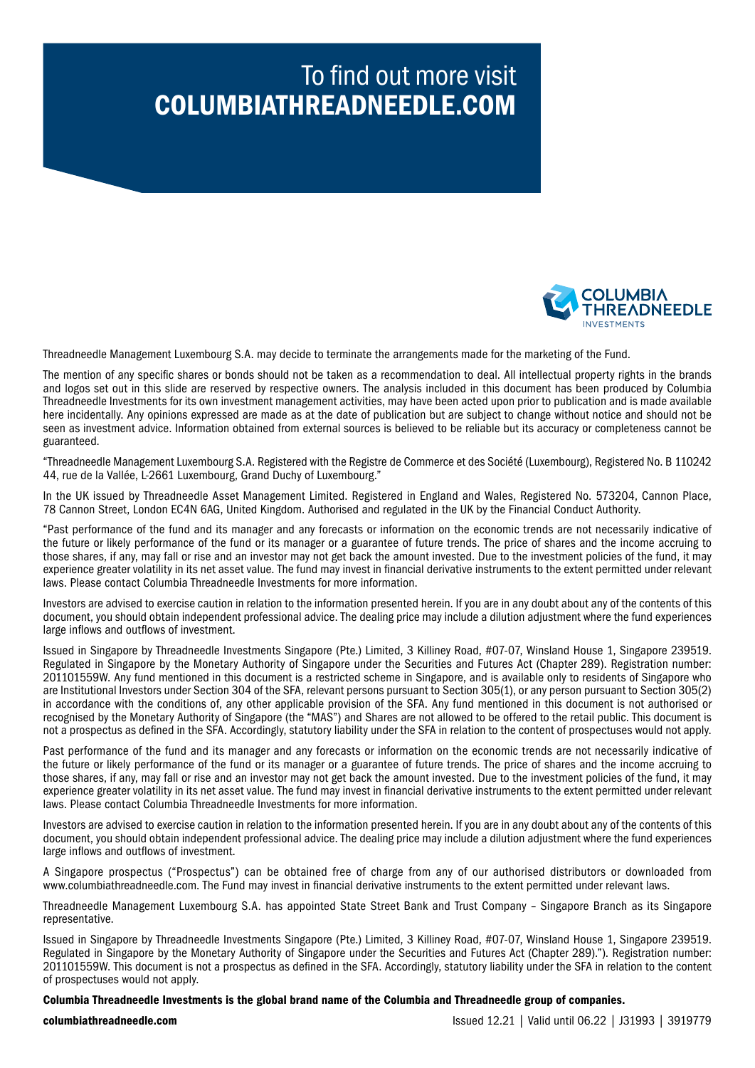# To find out more visit COLUMBIATHREADNEEDLE.COM

Threadneedle Management Luxembourg S.A. may decide to terminate the arrangements made for the marketing of the Fund.

The mention of any specific shares or bonds should not be taken as a recommendation to deal. All intellectual property rights in the brands and logos set out in this slide are reserved by respective owners. The analysis included in this document has been produced by Columbia Threadneedle Investments for its own investment management activities, may have been acted upon prior to publication and is made available here incidentally. Any opinions expressed are made as at the date of publication but are subject to change without notice and should not be seen as investment advice. Information obtained from external sources is believed to be reliable but its accuracy or completeness cannot be guaranteed.

"Threadneedle Management Luxembourg S.A. Registered with the Registre de Commerce et des Société (Luxembourg), Registered No. B 110242 44, rue de la Vallée, L-2661 Luxembourg, Grand Duchy of Luxembourg."

In the UK issued by Threadneedle Asset Management Limited. Registered in England and Wales, Registered No. 573204, Cannon Place, 78 Cannon Street, London EC4N 6AG, United Kingdom. Authorised and regulated in the UK by the Financial Conduct Authority.

"Past performance of the fund and its manager and any forecasts or information on the economic trends are not necessarily indicative of the future or likely performance of the fund or its manager or a guarantee of future trends. The price of shares and the income accruing to those shares, if any, may fall or rise and an investor may not get back the amount invested. Due to the investment policies of the fund, it may experience greater volatility in its net asset value. The fund may invest in financial derivative instruments to the extent permitted under relevant laws. Please contact Columbia Threadneedle Investments for more information.

Investors are advised to exercise caution in relation to the information presented herein. If you are in any doubt about any of the contents of this document, you should obtain independent professional advice. The dealing price may include a dilution adjustment where the fund experiences large inflows and outflows of investment.

Issued in Singapore by Threadneedle Investments Singapore (Pte.) Limited, 3 Killiney Road, #07-07, Winsland House 1, Singapore 239519. Regulated in Singapore by the Monetary Authority of Singapore under the Securities and Futures Act (Chapter 289). Registration number: 201101559W. Any fund mentioned in this document is a restricted scheme in Singapore, and is available only to residents of Singapore who are Institutional Investors under Section 304 of the SFA, relevant persons pursuant to Section 305(1), or any person pursuant to Section 305(2) in accordance with the conditions of, any other applicable provision of the SFA. Any fund mentioned in this document is not authorised or recognised by the Monetary Authority of Singapore (the "MAS") and Shares are not allowed to be offered to the retail public. This document is not a prospectus as defined in the SFA. Accordingly, statutory liability under the SFA in relation to the content of prospectuses would not apply.

Past performance of the fund and its manager and any forecasts or information on the economic trends are not necessarily indicative of the future or likely performance of the fund or its manager or a guarantee of future trends. The price of shares and the income accruing to those shares, if any, may fall or rise and an investor may not get back the amount invested. Due to the investment policies of the fund, it may experience greater volatility in its net asset value. The fund may invest in financial derivative instruments to the extent permitted under relevant laws. Please contact Columbia Threadneedle Investments for more information.

Investors are advised to exercise caution in relation to the information presented herein. If you are in any doubt about any of the contents of this document, you should obtain independent professional advice. The dealing price may include a dilution adjustment where the fund experiences large inflows and outflows of investment.

A Singapore prospectus ("Prospectus") can be obtained free of charge from any of our authorised distributors or downloaded from www.columbiathreadneedle.com. The Fund may invest in financial derivative instruments to the extent permitted under relevant laws.

Threadneedle Management Luxembourg S.A. has appointed State Street Bank and Trust Company – Singapore Branch as its Singapore representative.

Issued in Singapore by Threadneedle Investments Singapore (Pte.) Limited, 3 Killiney Road, #07-07, Winsland House 1, Singapore 239519. Regulated in Singapore by the Monetary Authority of Singapore under the Securities and Futures Act (Chapter 289)."). Registration number: 201101559W. This document is not a prospectus as defined in the SFA. Accordingly, statutory liability under the SFA in relation to the content of prospectuses would not apply.

**Columbia Threadneedle Investments is the global brand name of the Columbia and Threadneedle group of companies.**

**columbiathreadneedle.com**

Issued 12.21 | Valid until 06.22 | J31993 | 3919779